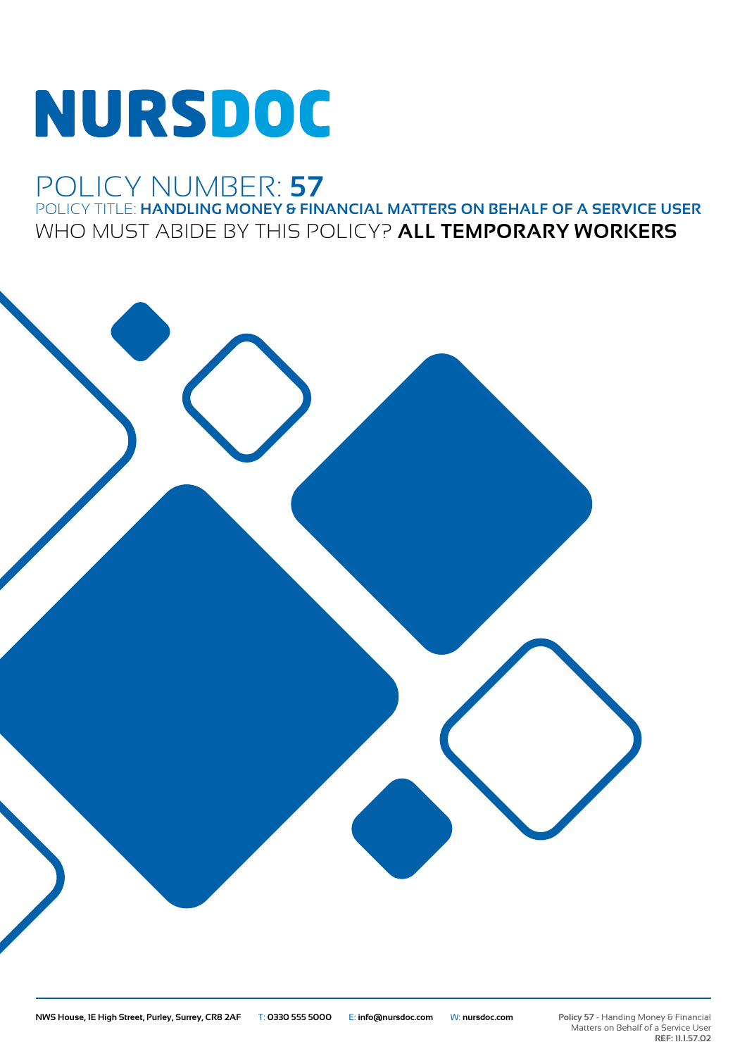# NURSDOC

## POLICY NUMBER: **57**

### POLICY TITLE: **HANDLING MONEY & FINANCIAL MATTERS ON BEHALF OF A SERVICE USER**

### WHO MUST ABIDE BY THIS POLICY? **ALL TEMPORARY WORKERS**

**NWS House, 1E High Street, Purley, Surrey, CR8 2AF** T: **0330 555 5000** E: **info@nursdoc.com** W: **nursdoc.com**

**Policy 57** - Handing Money & Financial Matters on Behalf of a Service User
**REF: 11.1.57.02**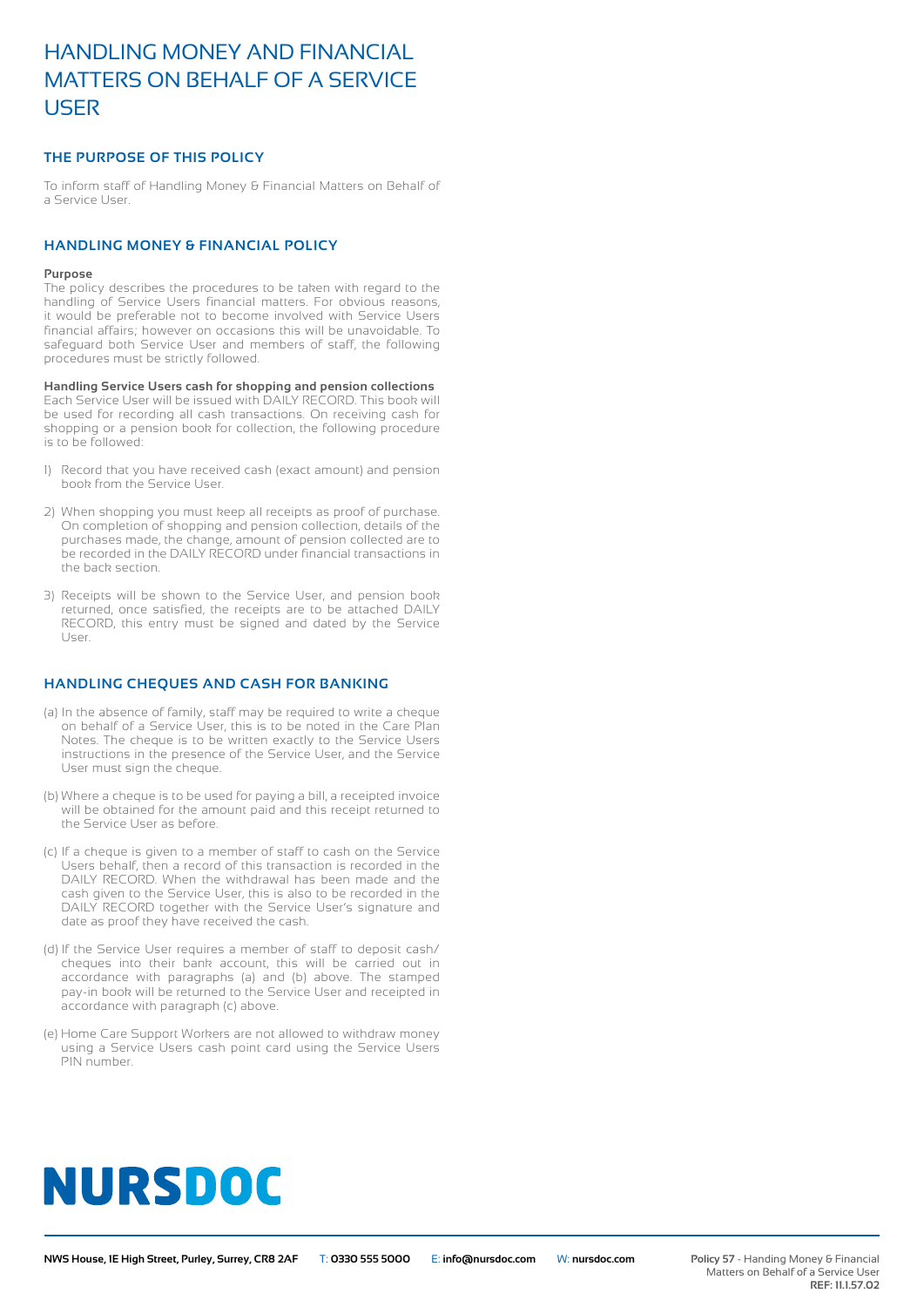# HANDLING MONEY AND FINANCIAL MATTERS ON BEHALF OF A SERVICE USER

## THE PURPOSE OF THIS POLICY

To inform staff of Handling Money & Financial Matters on Behalf of a Service User.

## HANDLING MONEY & FINANCIAL POLICY

**Purpose**

The policy describes the procedures to be taken with regard to the handling of Service Users financial matters. For obvious reasons, it would be preferable not to become involved with Service Users financial affairs; however on occasions this will be unavoidable. To safeguard both Service User and members of staff, the following procedures must be strictly followed.

**Handling Service Users cash for shopping and pension collections**

Each Service User will be issued with DAILY RECORD. This book will be used for recording all cash transactions. On receiving cash for shopping or a pension book for collection, the following procedure is to be followed:

1) Record that you have received cash (exact amount) and pension book from the Service User.

2) When shopping you must keep all receipts as proof of purchase. On completion of shopping and pension collection, details of the purchases made, the change, amount of pension collected are to be recorded in the DAILY RECORD under financial transactions in the back section.

3) Receipts will be shown to the Service User, and pension book returned, once satisfied, the receipts are to be attached DAILY RECORD, this entry must be signed and dated by the Service User.

## HANDLING CHEQUES AND CASH FOR BANKING

(a) In the absence of family, staff may be required to write a cheque on behalf of a Service User, this is to be noted in the Care Plan Notes. The cheque is to be written exactly to the Service Users instructions in the presence of the Service User, and the Service User must sign the cheque.

(b) Where a cheque is to be used for paying a bill, a receipted invoice will be obtained for the amount paid and this receipt returned to the Service User as before.

(c) If a cheque is given to a member of staff to cash on the Service Users behalf, then a record of this transaction is recorded in the DAILY RECORD. When the withdrawal has been made and the cash given to the Service User, this is also to be recorded in the DAILY RECORD together with the Service User's signature and date as proof they have received the cash.

(d) If the Service User requires a member of staff to deposit cash/cheques into their bank account, this will be carried out in accordance with paragraphs (a) and (b) above. The stamped pay-in book will be returned to the Service User and receipted in accordance with paragraph (c) above.

(e) Home Care Support Workers are not allowed to withdraw money using a Service Users cash point card using the Service Users PIN number.

NURSDOC